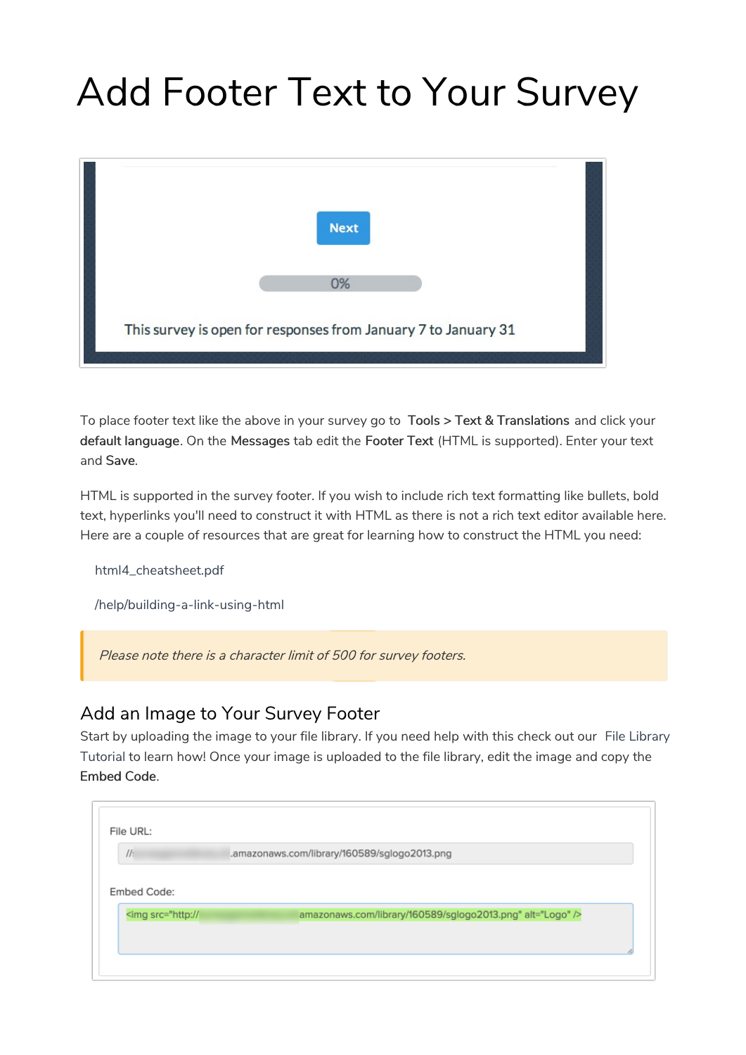# Add Footer Text to Your Survey

To place footer text like the above in your survey go to **Tools > Text & Translations** and click your **default language**. On the **Messages** tab edit the **Footer Text** (HTML is supported). Enter your text and **Save**.

HTML is supported in the survey footer. If you wish to include rich text formatting like bullets, bold text, hyperlinks you'll need to construct it with HTML as there is not a rich text editor available here. Here are a couple of resources that are great for learning how to construct the HTML you need:

html4_cheatsheet.pdf

/help/building-a-link-using-html

> *Please note there is a character limit of 500 for survey footers.*

## Add an Image to Your Survey Footer

Start by uploading the image to your file library. If you need help with this check out our File Library Tutorial to learn how! Once your image is uploaded to the file library, edit the image and copy the **Embed Code**.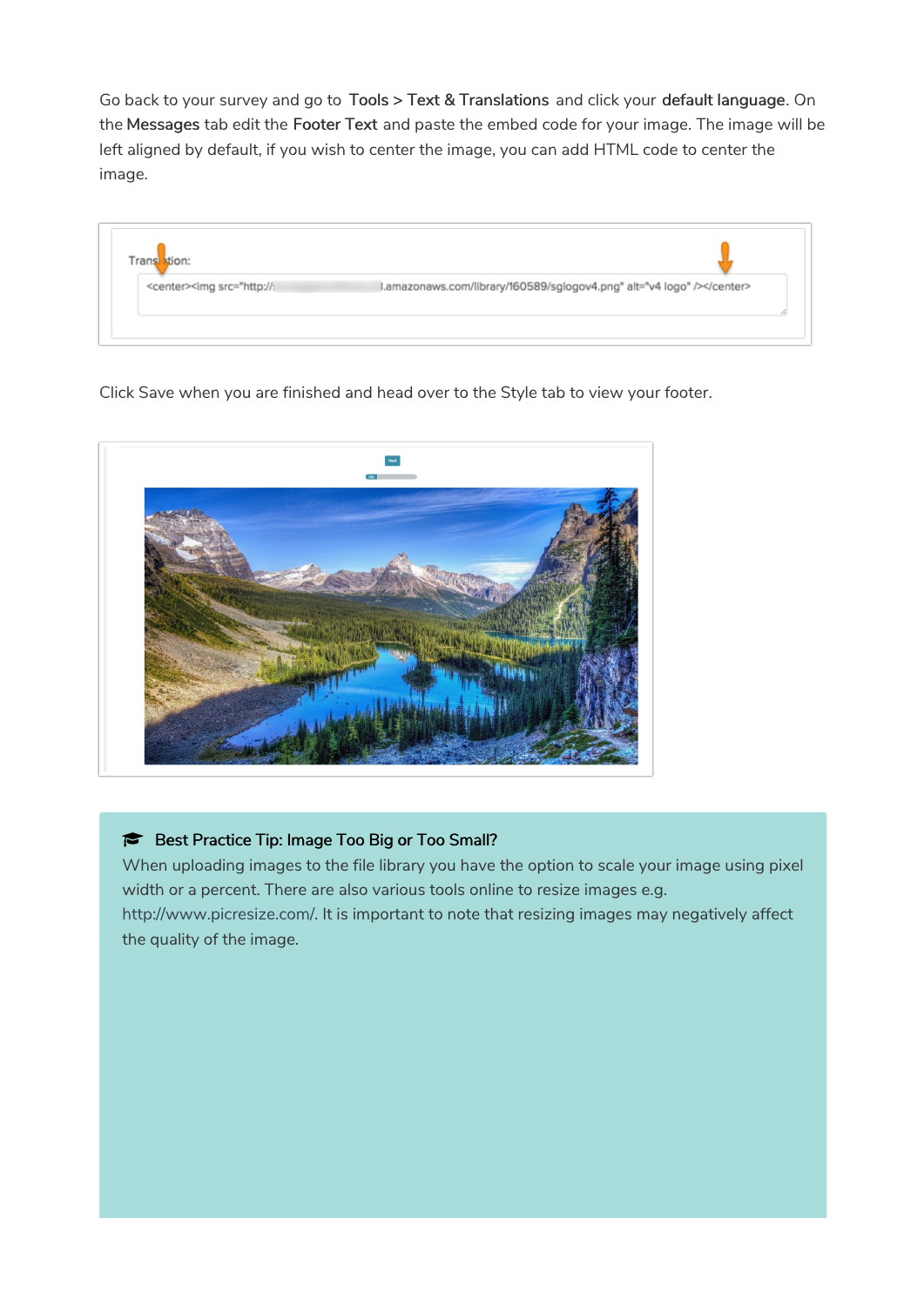Go back to your survey and go to **Tools > Text & Translations** and click your **default language**. On the **Messages** tab edit the **Footer Text** and paste the embed code for your image. The image will be left aligned by default, if you wish to center the image, you can add HTML code to center the image.

Click Save when you are finished and head over to the Style tab to view your footer.

**Best Practice Tip: Image Too Big or Too Small?**
When uploading images to the file library you have the option to scale your image using pixel width or a percent. There are also various tools online to resize images e.g. http://www.picresize.com/. It is important to note that resizing images may negatively affect the quality of the image.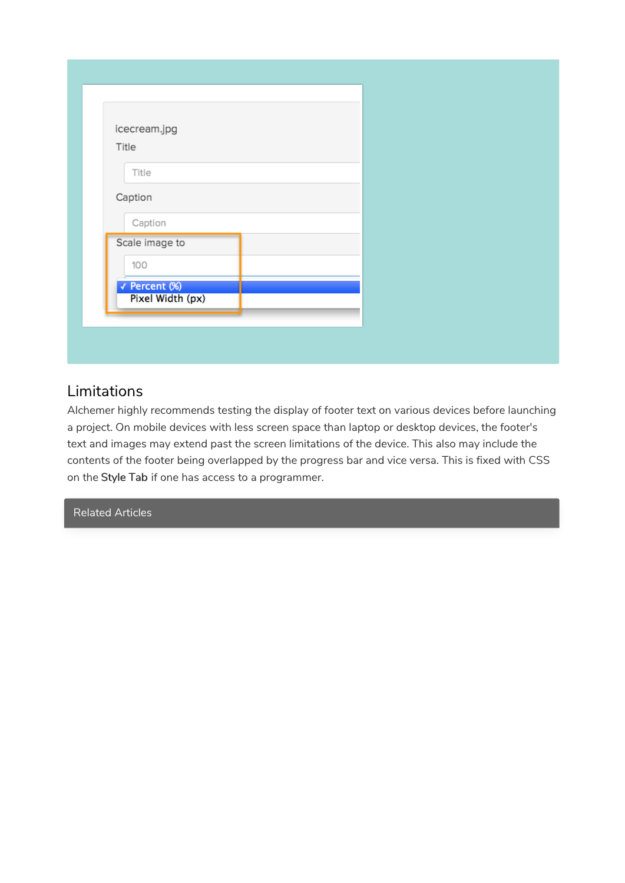## Limitations

Alchemer highly recommends testing the display of footer text on various devices before launching a project. On mobile devices with less screen space than laptop or desktop devices, the footer's text and images may extend past the screen limitations of the device. This also may include the contents of the footer being overlapped by the progress bar and vice versa. This is fixed with CSS on the Style Tab if one has access to a programmer.

Related Articles